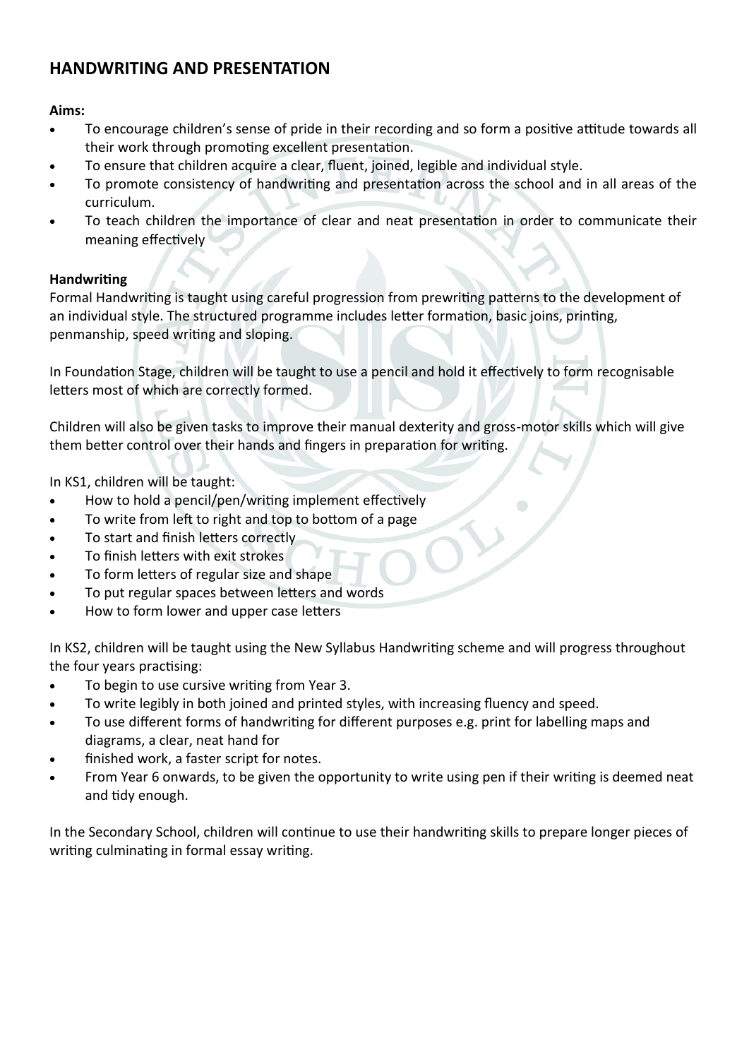## HANDWRITING AND PRESENTATION

**Aims:**

- To encourage children's sense of pride in their recording and so form a positive attitude towards all their work through promoting excellent presentation.
- To ensure that children acquire a clear, fluent, joined, legible and individual style.
- To promote consistency of handwriting and presentation across the school and in all areas of the curriculum.
- To teach children the importance of clear and neat presentation in order to communicate their meaning effectively

**Handwriting**

Formal Handwriting is taught using careful progression from prewriting patterns to the development of an individual style. The structured programme includes letter formation, basic joins, printing, penmanship, speed writing and sloping.

In Foundation Stage, children will be taught to use a pencil and hold it effectively to form recognisable letters most of which are correctly formed.

Children will also be given tasks to improve their manual dexterity and gross-motor skills which will give them better control over their hands and fingers in preparation for writing.

In KS1, children will be taught:

- How to hold a pencil/pen/writing implement effectively
- To write from left to right and top to bottom of a page
- To start and finish letters correctly
- To finish letters with exit strokes
- To form letters of regular size and shape
- To put regular spaces between letters and words
- How to form lower and upper case letters

In KS2, children will be taught using the New Syllabus Handwriting scheme and will progress throughout the four years practising:

- To begin to use cursive writing from Year 3.
- To write legibly in both joined and printed styles, with increasing fluency and speed.
- To use different forms of handwriting for different purposes e.g. print for labelling maps and diagrams, a clear, neat hand for
- finished work, a faster script for notes.
- From Year 6 onwards, to be given the opportunity to write using pen if their writing is deemed neat and tidy enough.

In the Secondary School, children will continue to use their handwriting skills to prepare longer pieces of writing culminating in formal essay writing.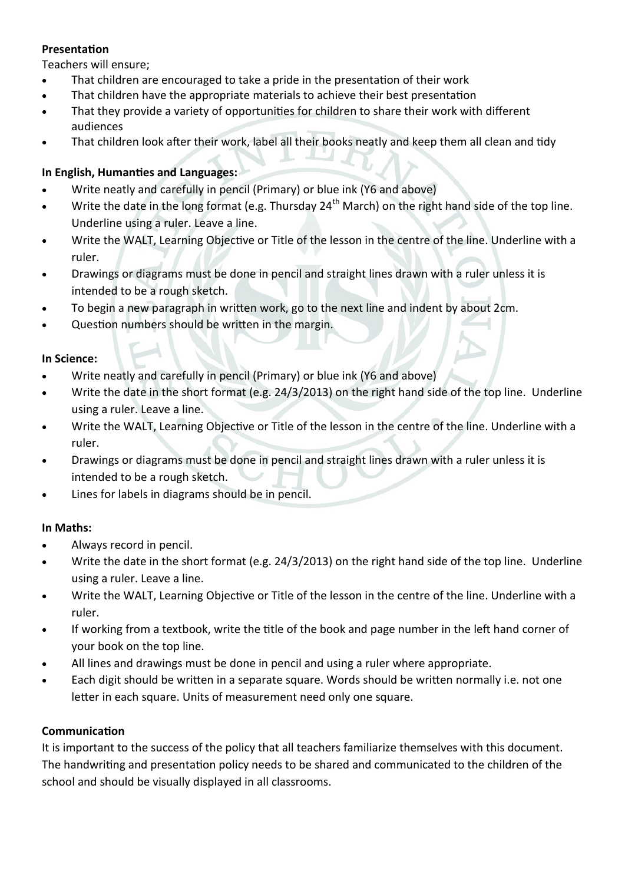**Presentation**

Teachers will ensure;

- That children are encouraged to take a pride in the presentation of their work
- That children have the appropriate materials to achieve their best presentation
- That they provide a variety of opportunities for children to share their work with different audiences
- That children look after their work, label all their books neatly and keep them all clean and tidy

**In English, Humanties and Languages:**

- Write neatly and carefully in pencil (Primary) or blue ink (Y6 and above)
- Write the date in the long format (e.g. Thursday 24th March) on the right hand side of the top line. Underline using a ruler. Leave a line.
- Write the WALT, Learning Objective or Title of the lesson in the centre of the line. Underline with a ruler.
- Drawings or diagrams must be done in pencil and straight lines drawn with a ruler unless it is intended to be a rough sketch.
- To begin a new paragraph in written work, go to the next line and indent by about 2cm.
- Question numbers should be written in the margin.

**In Science:**

- Write neatly and carefully in pencil (Primary) or blue ink (Y6 and above)
- Write the date in the short format (e.g. 24/3/2013) on the right hand side of the top line. Underline using a ruler. Leave a line.
- Write the WALT, Learning Objective or Title of the lesson in the centre of the line. Underline with a ruler.
- Drawings or diagrams must be done in pencil and straight lines drawn with a ruler unless it is intended to be a rough sketch.
- Lines for labels in diagrams should be in pencil.

**In Maths:**

- Always record in pencil.
- Write the date in the short format (e.g. 24/3/2013) on the right hand side of the top line. Underline using a ruler. Leave a line.
- Write the WALT, Learning Objective or Title of the lesson in the centre of the line. Underline with a ruler.
- If working from a textbook, write the title of the book and page number in the left hand corner of your book on the top line.
- All lines and drawings must be done in pencil and using a ruler where appropriate.
- Each digit should be written in a separate square. Words should be written normally i.e. not one letter in each square. Units of measurement need only one square.

**Communication**

It is important to the success of the policy that all teachers familiarize themselves with this document. The handwriting and presentation policy needs to be shared and communicated to the children of the school and should be visually displayed in all classrooms.